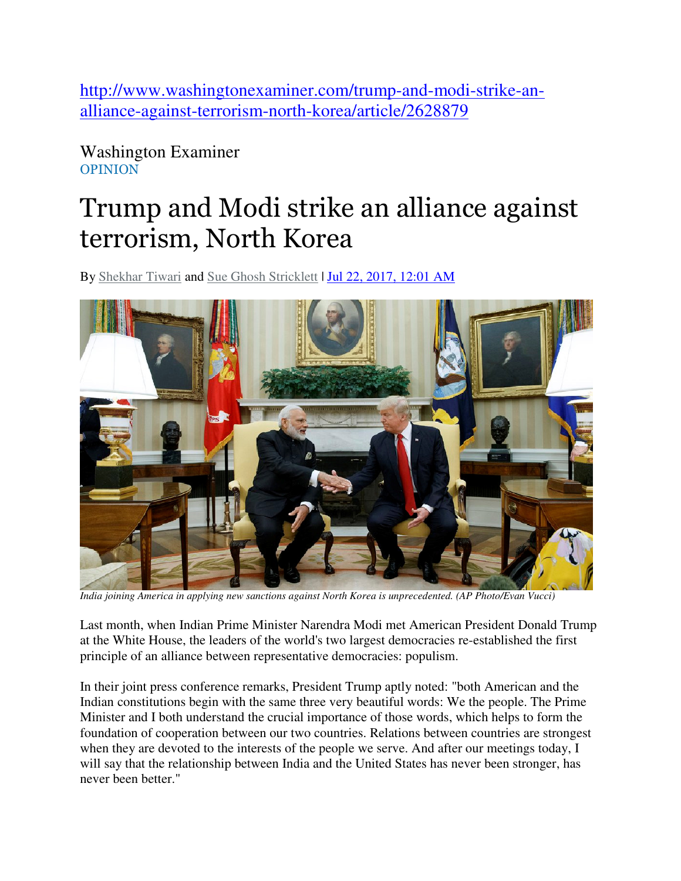http://www.washingtonexaminer.com/trump-and-modi-strike-an-alliance-against-terrorism-north-korea/article/2628879

Washington Examiner
OPINION

# Trump and Modi strike an alliance against terrorism, North Korea

By Shekhar Tiwari and Sue Ghosh Stricklett | Jul 22, 2017, 12:01 AM

*India joining America in applying new sanctions against North Korea is unprecedented. (AP Photo/Evan Vucci)*

Last month, when Indian Prime Minister Narendra Modi met American President Donald Trump at the White House, the leaders of the world's two largest democracies re-established the first principle of an alliance between representative democracies: populism.

In their joint press conference remarks, President Trump aptly noted: "both American and the Indian constitutions begin with the same three very beautiful words: We the people. The Prime Minister and I both understand the crucial importance of those words, which helps to form the foundation of cooperation between our two countries. Relations between countries are strongest when they are devoted to the interests of the people we serve. And after our meetings today, I will say that the relationship between India and the United States has never been stronger, has never been better."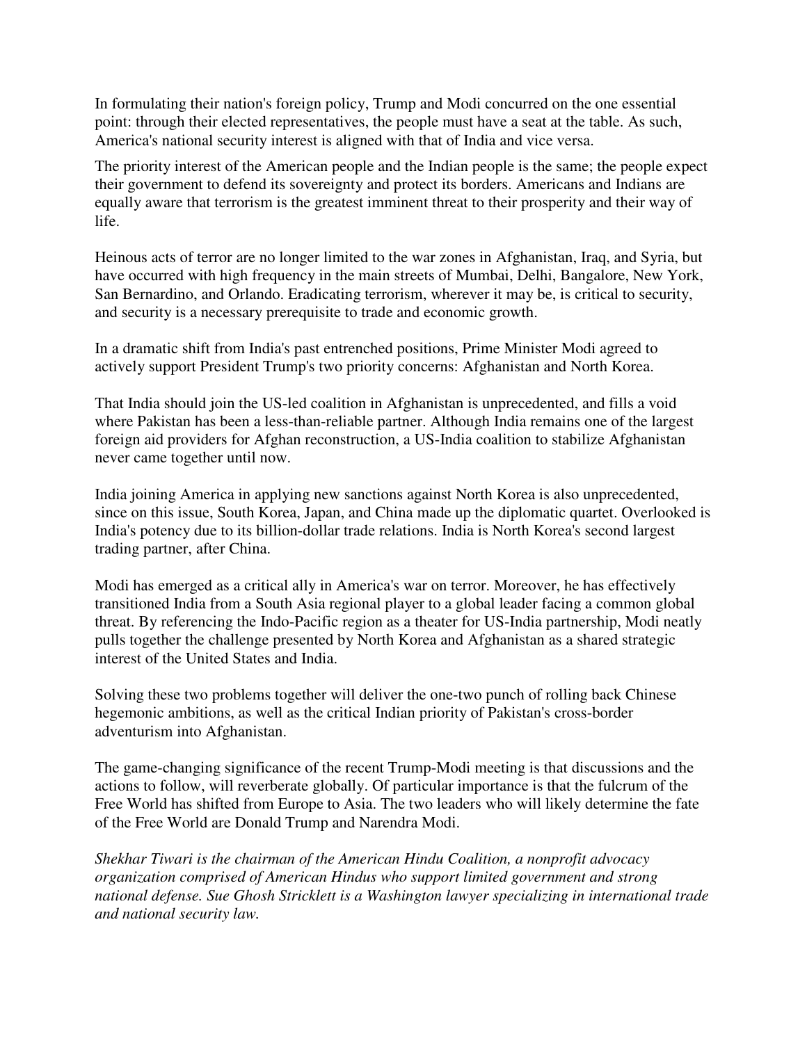In formulating their nation's foreign policy, Trump and Modi concurred on the one essential point: through their elected representatives, the people must have a seat at the table. As such, America's national security interest is aligned with that of India and vice versa.

The priority interest of the American people and the Indian people is the same; the people expect their government to defend its sovereignty and protect its borders. Americans and Indians are equally aware that terrorism is the greatest imminent threat to their prosperity and their way of life.

Heinous acts of terror are no longer limited to the war zones in Afghanistan, Iraq, and Syria, but have occurred with high frequency in the main streets of Mumbai, Delhi, Bangalore, New York, San Bernardino, and Orlando. Eradicating terrorism, wherever it may be, is critical to security, and security is a necessary prerequisite to trade and economic growth.

In a dramatic shift from India's past entrenched positions, Prime Minister Modi agreed to actively support President Trump's two priority concerns: Afghanistan and North Korea.

That India should join the US-led coalition in Afghanistan is unprecedented, and fills a void where Pakistan has been a less-than-reliable partner. Although India remains one of the largest foreign aid providers for Afghan reconstruction, a US-India coalition to stabilize Afghanistan never came together until now.

India joining America in applying new sanctions against North Korea is also unprecedented, since on this issue, South Korea, Japan, and China made up the diplomatic quartet. Overlooked is India's potency due to its billion-dollar trade relations. India is North Korea's second largest trading partner, after China.

Modi has emerged as a critical ally in America's war on terror. Moreover, he has effectively transitioned India from a South Asia regional player to a global leader facing a common global threat. By referencing the Indo-Pacific region as a theater for US-India partnership, Modi neatly pulls together the challenge presented by North Korea and Afghanistan as a shared strategic interest of the United States and India.

Solving these two problems together will deliver the one-two punch of rolling back Chinese hegemonic ambitions, as well as the critical Indian priority of Pakistan's cross-border adventurism into Afghanistan.

The game-changing significance of the recent Trump-Modi meeting is that discussions and the actions to follow, will reverberate globally. Of particular importance is that the fulcrum of the Free World has shifted from Europe to Asia. The two leaders who will likely determine the fate of the Free World are Donald Trump and Narendra Modi.

*Shekhar Tiwari is the chairman of the American Hindu Coalition, a nonprofit advocacy organization comprised of American Hindus who support limited government and strong national defense. Sue Ghosh Stricklett is a Washington lawyer specializing in international trade and national security law.*